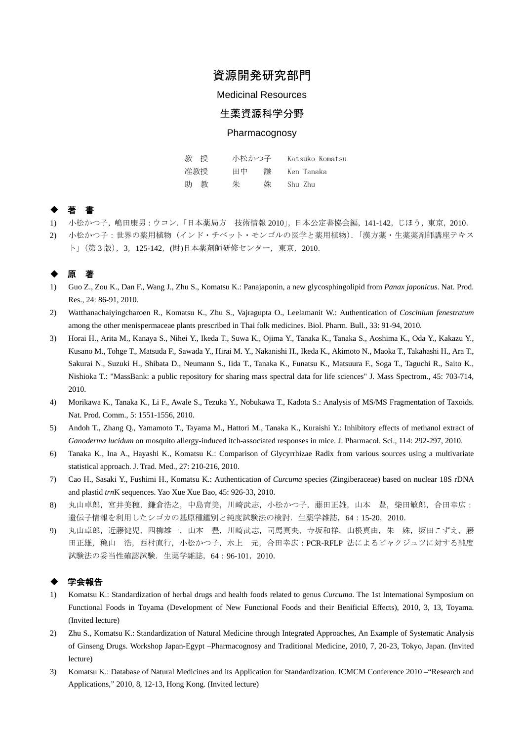# 資源開発研究部門

Medicinal Resources

## 生薬資源科学分野

Pharmacognosy

| 教　授 | 小松かつ子 | Katsuko Komatsu |
| --- | --- | --- |
| 准教授 | 田中　　謙 | Ken Tanaka |
| 助　教 | 朱　　　姝 | Shu Zhu |

### ◆ 著　書

1) 小松かつ子，嶋田康男：ウコン．「日本薬局方　技術情報 2010」，日本公定書協会編，141-142，じほう，東京，2010.
2) 小松かつ子：世界の薬用植物（インド・チベット・モンゴルの医学と薬用植物）．「漢方薬・生薬薬剤師講座テキスト」（第 3 版），3，125-142，(財)日本薬剤師研修センター，東京，2010.

### ◆ 原　著

1) Guo Z., Zou K., Dan F., Wang J., Zhu S., Komatsu K.: Panajaponin, a new glycosphingolipid from *Panax japonicus*. Nat. Prod. Res., 24: 86-91, 2010.
2) Watthanachaiyingcharoen R., Komatsu K., Zhu S., Vajragupta O., Leelamanit W.: Authentication of *Coscinium fenestratum* among the other menispermaceae plants prescribed in Thai folk medicines. Biol. Pharm. Bull., 33: 91-94, 2010.
3) Horai H., Arita M., Kanaya S., Nihei Y., Ikeda T., Suwa K., Ojima Y., Tanaka K., Tanaka S., Aoshima K., Oda Y., Kakazu Y., Kusano M., Tohge T., Matsuda F., Sawada Y., Hirai M. Y., Nakanishi H., Ikeda K., Akimoto N., Maoka T., Takahashi H., Ara T., Sakurai N., Suzuki H., Shibata D., Neumann S., Iida T., Tanaka K., Funatsu K., Matsuura F., Soga T., Taguchi R., Saito K., Nishioka T.: "MassBank: a public repository for sharing mass spectral data for life sciences" J. Mass Spectrom., 45: 703-714, 2010.
4) Morikawa K., Tanaka K., Li F., Awale S., Tezuka Y., Nobukawa T., Kadota S.: Analysis of MS/MS Fragmentation of Taxoids. Nat. Prod. Comm., 5: 1551-1556, 2010.
5) Andoh T., Zhang Q., Yamamoto T., Tayama M., Hattori M., Tanaka K., Kuraishi Y.: Inhibitory effects of methanol extract of *Ganoderma lucidum* on mosquito allergy-induced itch-associated responses in mice. J. Pharmacol. Sci., 114: 292-297, 2010.
6) Tanaka K., Ina A., Hayashi K., Komatsu K.: Comparison of Glycyrrhizae Radix from various sources using a multivariate statistical approach. J. Trad. Med., 27: 210-216, 2010.
7) Cao H., Sasaki Y., Fushimi H., Komatsu K.: Authentication of *Curcuma* species (Zingiberaceae) based on nuclear 18S rDNA and plastid *trn*K sequences. Yao Xue Xue Bao, 45: 926-33, 2010.
8) 丸山卓郎，宮井美穂，鎌倉浩之，中島育美，川崎武志，小松かつ子，藤田正雄，山本　豊，柴田敏郎，合田幸広：遺伝子情報を利用したシゴカの基原種鑑別と純度試験法の検討．生薬学雑誌，64：15-20，2010.
9) 丸山卓郎，近藤健児，四柳雄一，山本　豊，川崎武志，司馬真央，寺坂和祥，山根真由，朱　姝，坂田こずえ，藤田正雄，穐山　浩，西村直行，小松かつ子，水上　元，合田幸広：PCR-RFLP 法によるビャクジュツに対する純度試験法の妥当性確認試験．生薬学雑誌，64：96-101，2010.

### ◆ 学会報告

1) Komatsu K.: Standardization of herbal drugs and health foods related to genus *Curcuma*. The 1st International Symposium on Functional Foods in Toyama (Development of New Functional Foods and their Benificial Effects), 2010, 3, 13, Toyama. (Invited lecture)
2) Zhu S., Komatsu K.: Standardization of Natural Medicine through Integrated Approaches, An Example of Systematic Analysis of Ginseng Drugs. Workshop Japan-Egypt –Pharmacognosy and Traditional Medicine, 2010, 7, 20-23, Tokyo, Japan. (Invited lecture)
3) Komatsu K.: Database of Natural Medicines and its Application for Standardization. ICMCM Conference 2010 –"Research and Applications," 2010, 8, 12-13, Hong Kong. (Invited lecture)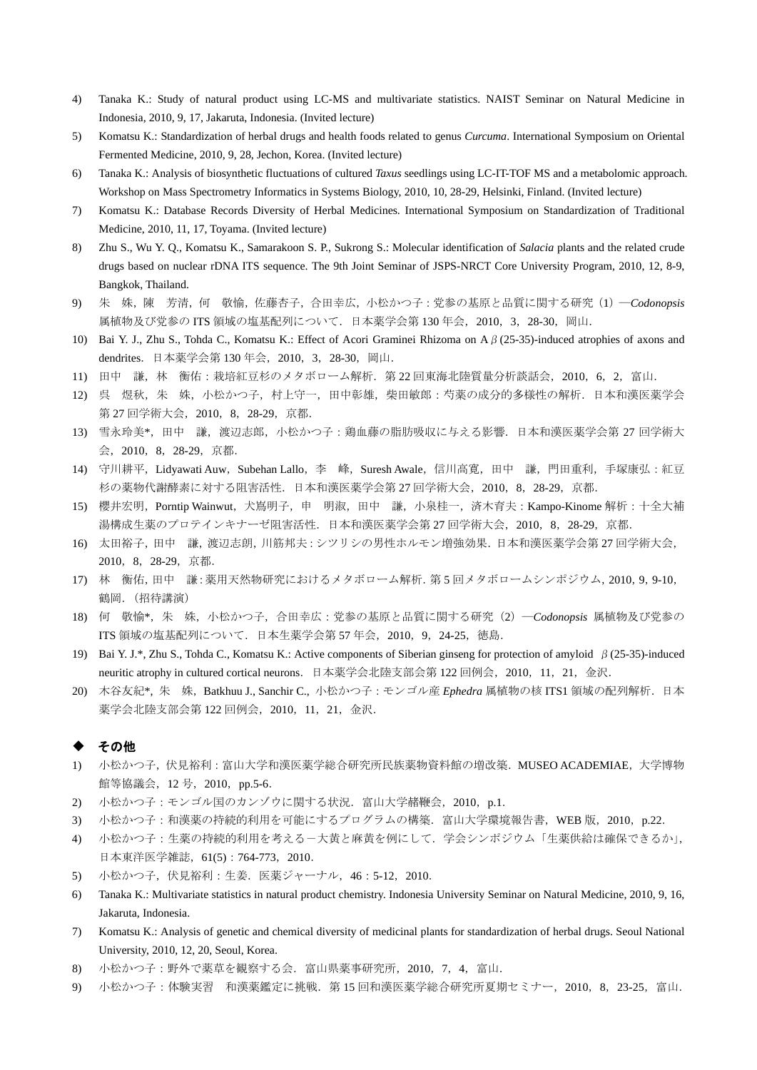4) Tanaka K.: Study of natural product using LC-MS and multivariate statistics. NAIST Seminar on Natural Medicine in Indonesia, 2010, 9, 17, Jakaruta, Indonesia. (Invited lecture)
5) Komatsu K.: Standardization of herbal drugs and health foods related to genus *Curcuma*. International Symposium on Oriental Fermented Medicine, 2010, 9, 28, Jechon, Korea. (Invited lecture)
6) Tanaka K.: Analysis of biosynthetic fluctuations of cultured *Taxus* seedlings using LC-IT-TOF MS and a metabolomic approach. Workshop on Mass Spectrometry Informatics in Systems Biology, 2010, 10, 28-29, Helsinki, Finland. (Invited lecture)
7) Komatsu K.: Database Records Diversity of Herbal Medicines. International Symposium on Standardization of Traditional Medicine, 2010, 11, 17, Toyama. (Invited lecture)
8) Zhu S., Wu Y. Q., Komatsu K., Samarakoon S. P., Sukrong S.: Molecular identification of *Salacia* plants and the related crude drugs based on nuclear rDNA ITS sequence. The 9th Joint Seminar of JSPS-NRCT Core University Program, 2010, 12, 8-9, Bangkok, Thailand.
9) 朱　姝，陳　芳清，何　敬愉，佐藤杏子，合田幸広，小松かつ子：党参の基原と品質に関する研究（1）—*Codonopsis* 属植物及び党参の ITS 領域の塩基配列について．日本薬学会第 130 年会，2010，3，28-30，岡山．
10) Bai Y. J., Zhu S., Tohda C., Komatsu K.: Effect of Acori Graminei Rhizoma on A$\beta$(25-35)-induced atrophies of axons and dendrites．日本薬学会第 130 年会，2010，3，28-30，岡山．
11) 田中　謙，林　衡佑：栽培紅豆杉のメタボローム解析．第 22 回東海北陸質量分析談話会，2010，6，2，富山．
12) 呉　煜秋，朱　姝，小松かつ子，村上守一，田中彰雄，柴田敏郎：芍薬の成分的多様性の解析．日本和漢医薬学会第 27 回学術大会，2010，8，28-29，京都．
13) 雪永玲美*，田中　謙，渡辺志郎，小松かつ子：鶏血藤の脂肪吸収に与える影響．日本和漢医薬学会第 27 回学術大会，2010，8，28-29，京都．
14) 守川耕平，Lidyawati Auw，Subehan Lallo，李　峰，Suresh Awale，信川高寛，田中　謙，門田重利，手塚康弘：紅豆杉の薬物代謝酵素に対する阻害活性．日本和漢医薬学会第 27 回学術大会，2010，8，28-29，京都．
15) 櫻井宏明，Porntip Wainwut，犬嶌明子，申　明淑，田中　謙，小泉桂一，済木育夫：Kampo-Kinome 解析：十全大補湯構成生薬のプロテインキナーゼ阻害活性．日本和漢医薬学会第 27 回学術大会，2010，8，28-29，京都．
16) 太田裕子，田中　謙，渡辺志朗，川筋邦夫：シツリシの男性ホルモン増強効果．日本和漢医薬学会第 27 回学術大会，2010，8，28-29，京都．
17) 林　衡佑，田中　謙：薬用天然物研究におけるメタボローム解析．第 5 回メタボロームシンポジウム，2010，9，9-10，鶴岡．（招待講演）
18) 何　敬愉*，朱　姝，小松かつ子，合田幸広：党参の基原と品質に関する研究（2）—*Codonopsis* 属植物及び党参の ITS 領域の塩基配列について．日本生薬学会第 57 年会，2010，9，24-25，徳島．
19) Bai Y. J.*, Zhu S., Tohda C., Komatsu K.: Active components of Siberian ginseng for protection of amyloid $\beta$(25-35)-induced neuritic atrophy in cultured cortical neurons．日本薬学会北陸支部会第 122 回例会，2010，11，21，金沢．
20) 木谷友紀*，朱　姝，Batkhuu J., Sanchir C.，小松かつ子：モンゴル産 *Ephedra* 属植物の核 ITS1 領域の配列解析．日本薬学会北陸支部会第 122 回例会，2010，11，21，金沢．

### ◆ その他

1) 小松かつ子，伏見裕利：富山大学和漢医薬学総合研究所民族薬物資料館の増改築．MUSEO ACADEMIAE，大学博物館等協議会，12 号，2010，pp.5-6.
2) 小松かつ子：モンゴル国のカンゾウに関する状況．富山大学赭鞭会，2010，p.1.
3) 小松かつ子：和漢薬の持続的利用を可能にするプログラムの構築．富山大学環境報告書，WEB 版，2010，p.22.
4) 小松かつ子：生薬の持続的利用を考える－大黄と麻黄を例にして．学会シンポジウム「生薬供給は確保できるか」，日本東洋医学雑誌，61(5)：764-773，2010．
5) 小松かつ子，伏見裕利：生姜．医薬ジャーナル，46：5-12，2010.
6) Tanaka K.: Multivariate statistics in natural product chemistry. Indonesia University Seminar on Natural Medicine, 2010, 9, 16, Jakaruta, Indonesia.
7) Komatsu K.: Analysis of genetic and chemical diversity of medicinal plants for standardization of herbal drugs. Seoul National University, 2010, 12, 20, Seoul, Korea.
8) 小松かつ子：野外で薬草を観察する会．富山県薬事研究所，2010，7，4，富山．
9) 小松かつ子：体験実習　和漢薬鑑定に挑戦．第 15 回和漢医薬学総合研究所夏期セミナー，2010，8，23-25，富山．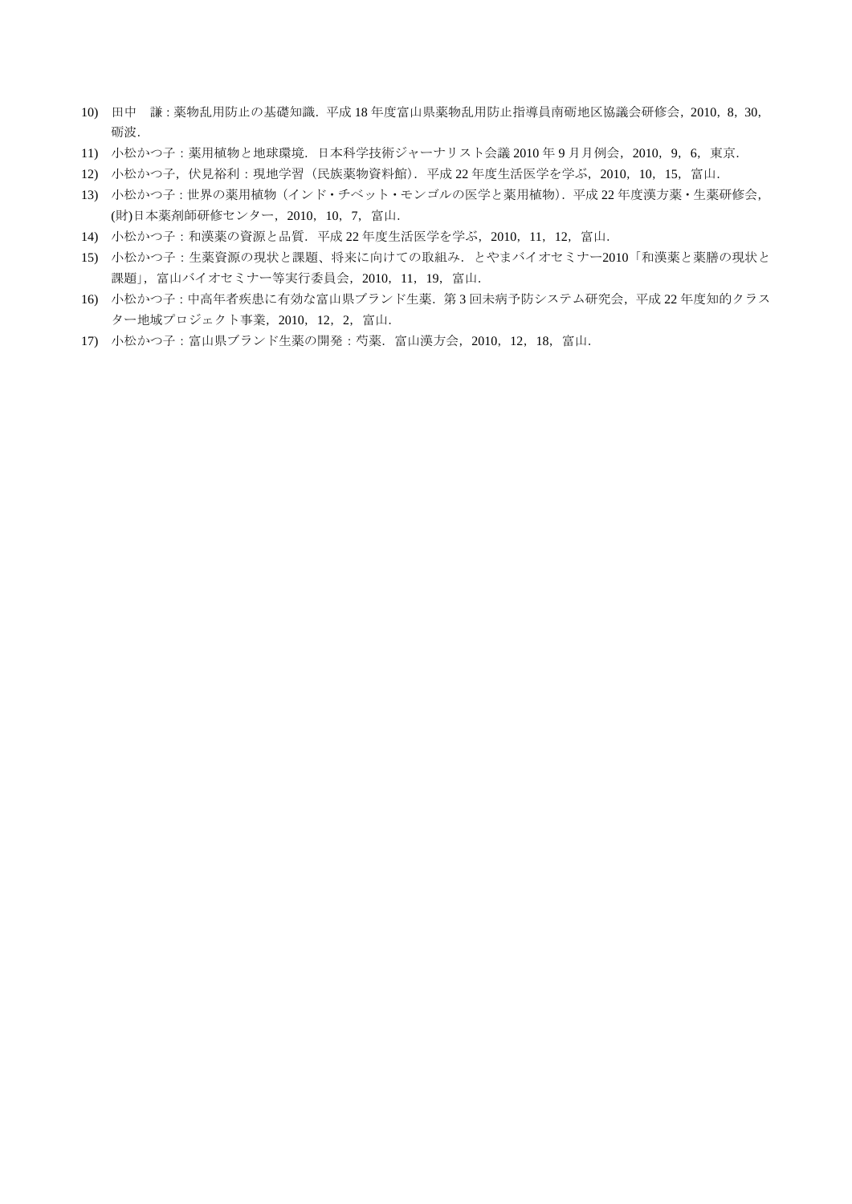10) 田中　謙：薬物乱用防止の基礎知識．平成 18 年度富山県薬物乱用防止指導員南砺地区協議会研修会，2010，8，30，砺波．

11) 小松かつ子：薬用植物と地球環境．日本科学技術ジャーナリスト会議 2010 年 9 月月例会，2010，9，6，東京．

12) 小松かつ子，伏見裕利：現地学習（民族薬物資料館）．平成 22 年度生活医学を学ぶ，2010，10，15，富山．

13) 小松かつ子：世界の薬用植物（インド・チベット・モンゴルの医学と薬用植物）．平成 22 年度漢方薬・生薬研修会，(財)日本薬剤師研修センター，2010，10，7，富山．

14) 小松かつ子：和漢薬の資源と品質．平成 22 年度生活医学を学ぶ，2010，11，12，富山．

15) 小松かつ子：生薬資源の現状と課題、将来に向けての取組み．とやまバイオセミナー2010「和漢薬と薬膳の現状と課題」，富山バイオセミナー等実行委員会，2010，11，19，富山．

16) 小松かつ子：中高年者疾患に有効な富山県ブランド生薬．第 3 回未病予防システム研究会，平成 22 年度知的クラスター地域プロジェクト事業，2010，12，2，富山．

17) 小松かつ子：富山県ブランド生薬の開発：芍薬．富山漢方会，2010，12，18，富山．